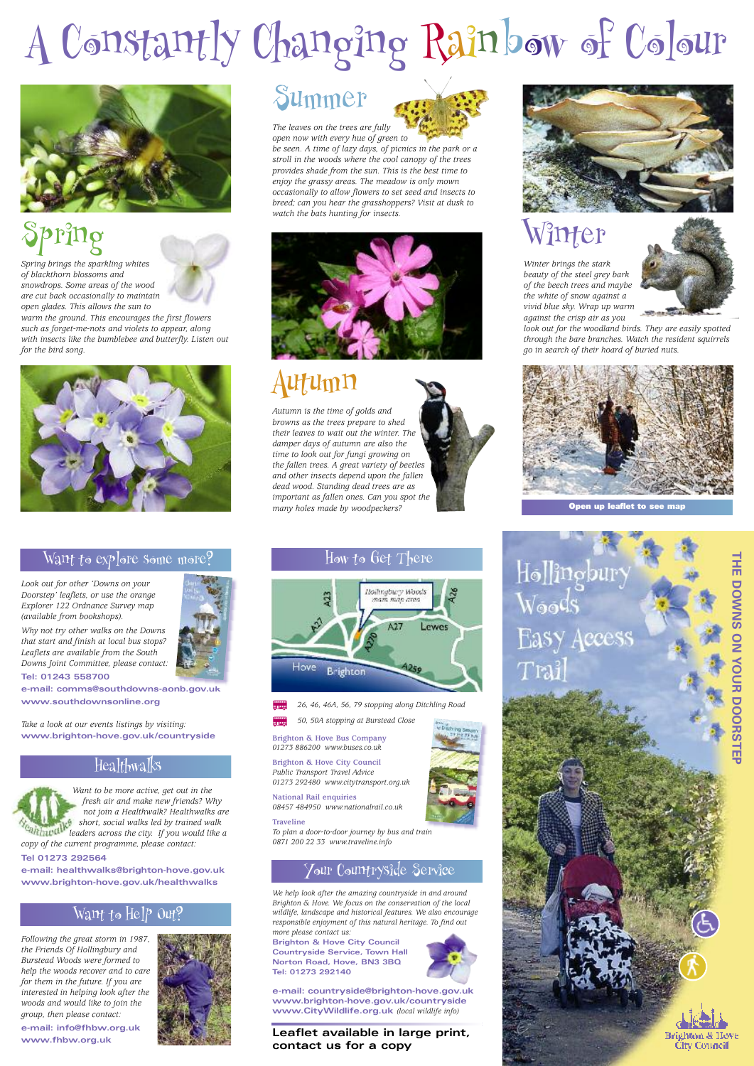# A Constantly Changing Rainbow of Colour

## Spring

*Spring brings the sparkling whites of blackthorn blossoms and snowdrops. Some areas of the wood are cut back occasionally to maintain open glades. This allows the sun to warm the ground. This encourages the first flowers such as forget-me-nots and violets to appear, along with insects like the bumblebee and butterfly. Listen out for the bird song.*

## Summer

*The leaves on the trees are fully open now with every hue of green to be seen. A time of lazy days, of picnics in the park or a stroll in the woods where the cool canopy of the trees provides shade from the sun. This is the best time to enjoy the grassy areas. The meadow is only mown occasionally to allow flowers to set seed and insects to breed; can you hear the grasshoppers? Visit at dusk to watch the bats hunting for insects.*

## Autumn

*Autumn is the time of golds and browns as the trees prepare to shed their leaves to wait out the winter. The damper days of autumn are also the time to look out for fungi growing on the fallen trees. A great variety of beetles and other insects depend upon the fallen dead wood. Standing dead trees are as important as fallen ones. Can you spot the many holes made by woodpeckers?*

## Winter

*Winter brings the stark beauty of the steel grey bark of the beech trees and maybe the white of snow against a vivid blue sky. Wrap up warm against the crisp air as you look out for the woodland birds. They are easily spotted through the bare branches. Watch the resident squirrels go in search of their hoard of buried nuts.*

**Open up leaflet to see map**

## Want to explore some more?

*Look out for other 'Downs on your Doorstep' leaflets, or use the orange Explorer 122 Ordnance Survey map (available from bookshops).*

*Why not try other walks on the Downs that start and finish at local bus stops? Leaflets are available from the South Downs Joint Committee, please contact:*

**Tel: 01243 558700**
**e-mail: comms@southdowns-aonb.gov.uk**
**www.southdownsonline.org**

*Take a look at our events listings by visiting:*
**www.brighton-hove.gov.uk/countryside**

## Healthwalks

*Want to be more active, get out in the fresh air and make new friends? Why not join a Healthwalk? Healthwalks are short, social walks led by trained walk leaders across the city. If you would like a copy of the current programme, please contact:*

**Tel 01273 292564**
**e-mail: healthwalks@brighton-hove.gov.uk**
**www.brighton-hove.gov.uk/healthwalks**

## Want to Help Out?

*Following the great storm in 1987, the Friends Of Hollingbury and Burstead Woods were formed to help the woods recover and to care for them in the future. If you are interested in helping look after the woods and would like to join the group, then please contact:*

**e-mail: info@fhbw.org.uk**
**www.fhbw.org.uk**

## How to Get There

Hollingbury Woods main map area — A23, A27, A26, A270, A259, Lewes, Hove, Brighton

*26, 46, 46A, 56, 79 stopping along Ditchling Road*

*50, 50A stopping at Burstead Close*

**Brighton & Hove Bus Company**
*01273 886200 www.buses.co.uk*

**Brighton & Hove City Council**
*Public Transport Travel Advice*
*01273 292480 www.citytransport.org.uk*

**National Rail enquiries**
*08457 484950 www.nationalrail.co.uk*

**Traveline**
*To plan a door-to-door journey by bus and train*
*0871 200 22 33 www.traveline.info*

## Your Countryside Service

*We help look after the amazing countryside in and around Brighton & Hove. We focus on the conservation of the local wildlife, landscape and historical features. We also encourage responsible enjoyment of this natural heritage. To find out more please contact us:*

**Brighton & Hove City Council**
**Countryside Service, Town Hall**
**Norton Road, Hove, BN3 3BQ**
**Tel: 01273 292140**

**e-mail: countryside@brighton-hove.gov.uk**
**www.brighton-hove.gov.uk/countryside**
**www.CityWildlife.org.uk** *(local wildlife info)*

**Leaflet available in large print, contact us for a copy**

# Hollingbury Woods Easy Access Trail

**THE DOWNS ON YOUR DOORSTEP**

Brighton & Hove City Council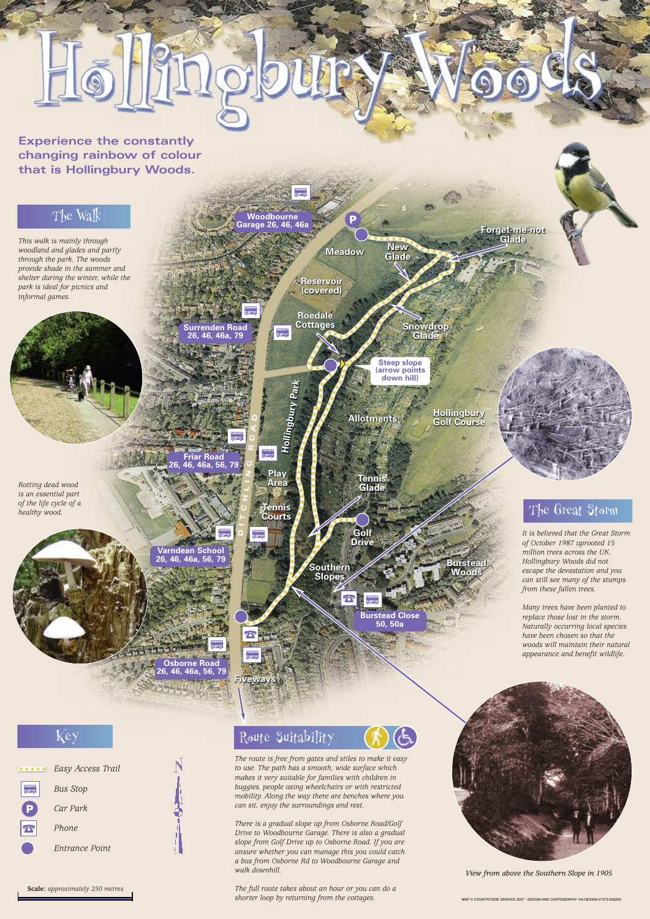# Hollingbury Woods

**Experience the constantly changing rainbow of colour that is Hollingbury Woods.**

## The Walk

*This walk is mainly through woodland and glades and partly through the park. The woods provide shade in the summer and shelter during the winter, while the park is ideal for picnics and informal games.*

*Rotting dead wood is an essential part of the life cycle of a healthy wood.*

Woodbourne Garage 26, 46, 46a

Meadow

New Glade

Forget-me-not Glade

Reservoir (covered)

Roedale Cottages

Snowdrop Glade

Surrenden Road 26, 46, 46a, 79

Steep slope (arrow points down hill)

Hollingbury Park

Allotments

Hollingbury Golf Course

DITCHLING ROAD

Friar Road 26, 46, 46a, 56, 79

Play Area

Tennis Glade

Tennis Courts

Golf Drive

Varndean School 26, 46, 46a, 56, 79

Southern Slopes

Burstead Woods

Burstead Close 50, 50a

Osborne Road 26, 46, 46a, 56, 79

Fiveways

## The Great Storm

*It is believed that the Great Storm of October 1987 uprooted 15 million trees across the UK. Hollingbury Woods did not escape the devastation and you can still see many of the stumps from these fallen trees.*

*Many trees have been planted to replace those lost in the storm. Naturally occurring local species have been chosen so that the woods will maintain their natural appearance and benefit wildlife.*

## Key

- Easy Access Trail
- Bus Stop
- Car Park
- Phone
- Entrance Point

N

**Scale:** *approximately 250 metres*

## Route Suitability

*The route is free from gates and stiles to make it easy to use. The path has a smooth, wide surface which makes it very suitable for families with children in buggies, people using wheelchairs or with restricted mobility. Along the way there are benches where you can sit, enjoy the surroundings and rest.*

*There is a gradual slope up from Osborne Road/Golf Drive to Woodbourne Garage. There is also a gradual slope from Golf Drive up to Osborne Road. If you are unsure whether you can manage this you could catch a bus from Osborne Rd to Woodbourne Garage and walk downhill.*

*The full route takes about an hour or you can do a shorter loop by returning from the cottages.*

*View from above the Southern Slope in 1905*

MAP © COUNTRYSIDE SERVICE 2007 • DESIGN AND CARTOGRAPHY: HA DESIGN 01273 626293